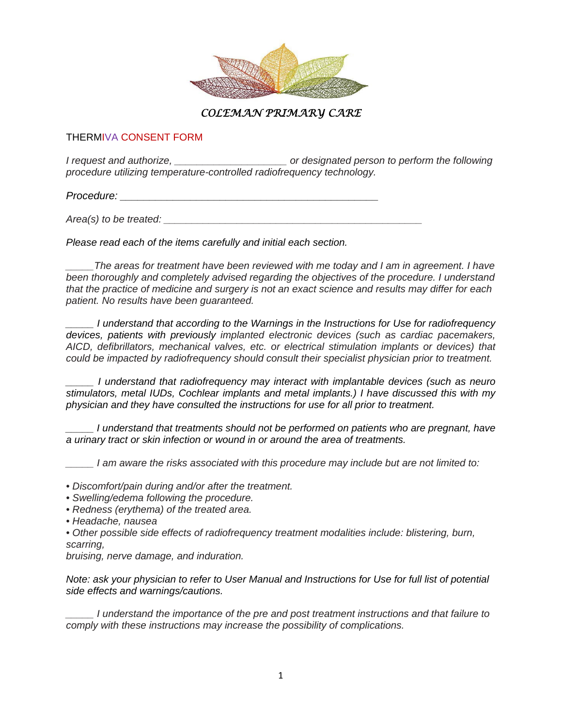# *COLEMAN PRIMARY CARE*

## THERMIVA CONSENT FORM

*I request and authorize, ____________________ or designated person to perform the following procedure utilizing temperature-controlled radiofrequency technology.*

*Procedure: ______________________________________________*

*Area(s) to be treated: ______________________________________________*

*Please read each of the items carefully and initial each section.*

*_____The areas for treatment have been reviewed with me today and I am in agreement. I have been thoroughly and completely advised regarding the objectives of the procedure. I understand that the practice of medicine and surgery is not an exact science and results may differ for each patient. No results have been guaranteed.*

*_____ I understand that according to the Warnings in the Instructions for Use for radiofrequency devices, patients with previously implanted electronic devices (such as cardiac pacemakers, AICD, defibrillators, mechanical valves, etc. or electrical stimulation implants or devices) that could be impacted by radiofrequency should consult their specialist physician prior to treatment.*

*_____ I understand that radiofrequency may interact with implantable devices (such as neuro stimulators, metal IUDs, Cochlear implants and metal implants.) I have discussed this with my physician and they have consulted the instructions for use for all prior to treatment.*

*_____ I understand that treatments should not be performed on patients who are pregnant, have a urinary tract or skin infection or wound in or around the area of treatments.*

*_____ I am aware the risks associated with this procedure may include but are not limited to:*

- *Discomfort/pain during and/or after the treatment.*
- *Swelling/edema following the procedure.*
- *Redness (erythema) of the treated area.*
- *Headache, nausea*
- *Other possible side effects of radiofrequency treatment modalities include: blistering, burn, scarring, bruising, nerve damage, and induration.*

*Note: ask your physician to refer to User Manual and Instructions for Use for full list of potential side effects and warnings/cautions.*

*_____ I understand the importance of the pre and post treatment instructions and that failure to comply with these instructions may increase the possibility of complications.*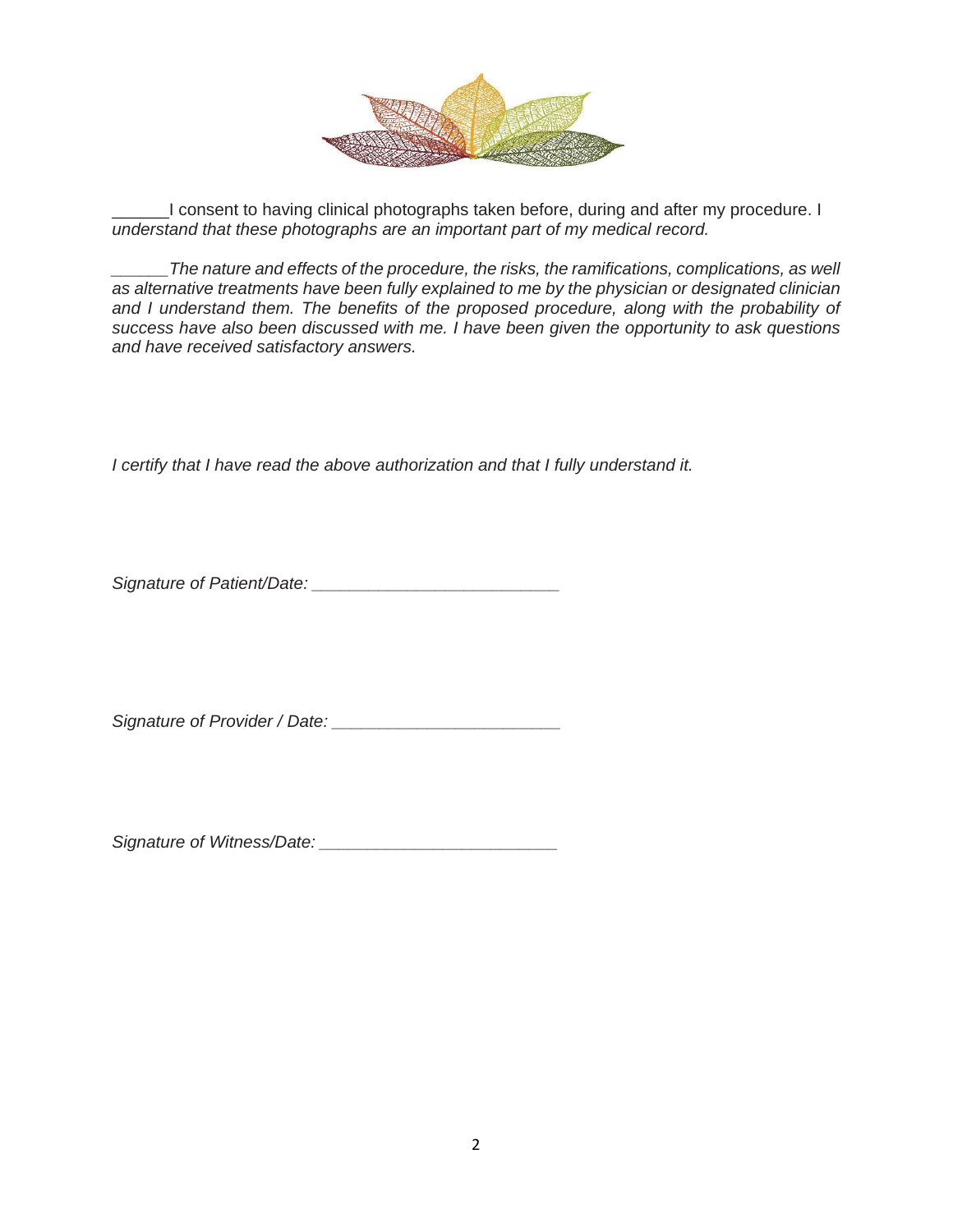______I consent to having clinical photographs taken before, during and after my procedure. I *understand that these photographs are an important part of my medical record.*

*______The nature and effects of the procedure, the risks, the ramifications, complications, as well as alternative treatments have been fully explained to me by the physician or designated clinician and I understand them. The benefits of the proposed procedure, along with the probability of success have also been discussed with me. I have been given the opportunity to ask questions and have received satisfactory answers.*

*I certify that I have read the above authorization and that I fully understand it.*

*Signature of Patient/Date:* ___________________________

*Signature of Provider / Date:* _________________________

*Signature of Witness/Date:* __________________________